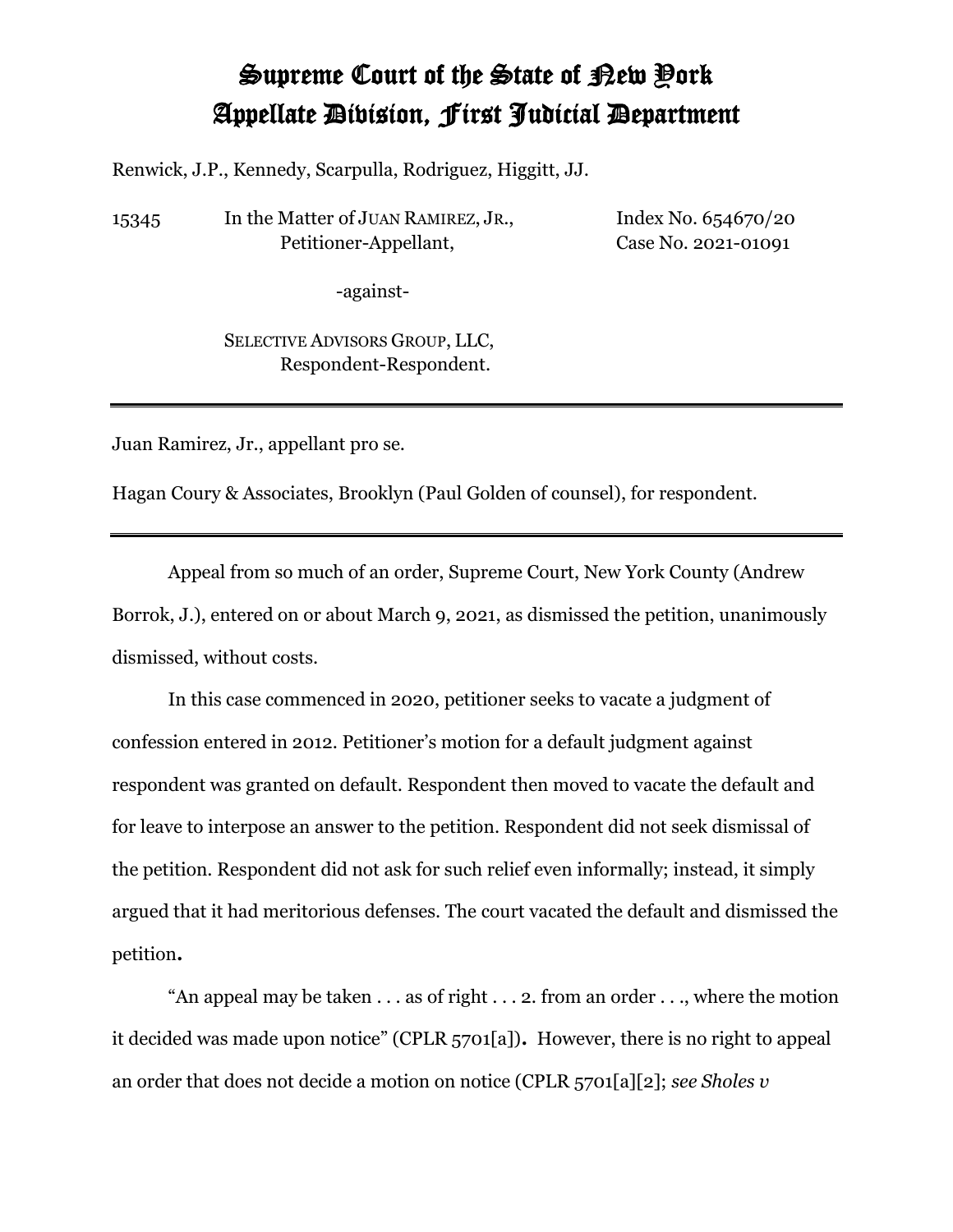# Supreme Court of the State of New York
# Appellate Division, First Judicial Department

Renwick, J.P., Kennedy, Scarpulla, Rodriguez, Higgitt, JJ.

15345 In the Matter of JUAN RAMIREZ, JR., Petitioner-Appellant, Index No. 654670/20 Case No. 2021-01091

-against-

SELECTIVE ADVISORS GROUP, LLC, Respondent-Respondent.

---

Juan Ramirez, Jr., appellant pro se.

Hagan Coury & Associates, Brooklyn (Paul Golden of counsel), for respondent.

---

Appeal from so much of an order, Supreme Court, New York County (Andrew Borrok, J.), entered on or about March 9, 2021, as dismissed the petition, unanimously dismissed, without costs.

In this case commenced in 2020, petitioner seeks to vacate a judgment of confession entered in 2012. Petitioner's motion for a default judgment against respondent was granted on default. Respondent then moved to vacate the default and for leave to interpose an answer to the petition. Respondent did not seek dismissal of the petition. Respondent did not ask for such relief even informally; instead, it simply argued that it had meritorious defenses. The court vacated the default and dismissed the petition**.**

"An appeal may be taken . . . as of right . . . 2. from an order . . ., where the motion it decided was made upon notice" (CPLR 5701[a])**.** However, there is no right to appeal an order that does not decide a motion on notice (CPLR 5701[a][2]; *see Sholes v*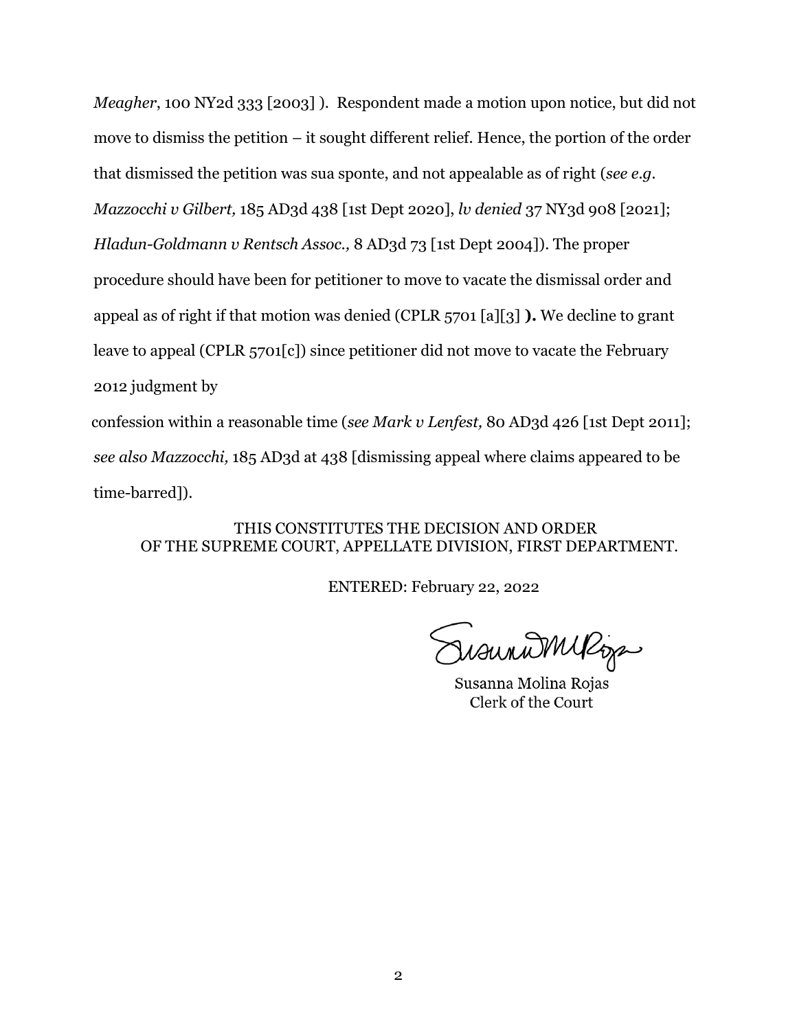*Meagher*, 100 NY2d 333 [2003] ). Respondent made a motion upon notice, but did not move to dismiss the petition – it sought different relief. Hence, the portion of the order that dismissed the petition was sua sponte, and not appealable as of right (*see e.g. Mazzocchi v Gilbert,* 185 AD3d 438 [1st Dept 2020], *lv denied* 37 NY3d 908 [2021]; *Hladun-Goldmann v Rentsch Assoc.,* 8 AD3d 73 [1st Dept 2004]). The proper procedure should have been for petitioner to move to vacate the dismissal order and appeal as of right if that motion was denied (CPLR 5701 [a][3] **).** We decline to grant leave to appeal (CPLR 5701[c]) since petitioner did not move to vacate the February 2012 judgment by confession within a reasonable time (*see Mark v Lenfest,* 80 AD3d 426 [1st Dept 2011]; *see also Mazzocchi,* 185 AD3d at 438 [dismissing appeal where claims appeared to be time-barred]).

THIS CONSTITUTES THE DECISION AND ORDER
OF THE SUPREME COURT, APPELLATE DIVISION, FIRST DEPARTMENT.

ENTERED: February 22, 2022

Susanna Molina Rojas
Clerk of the Court